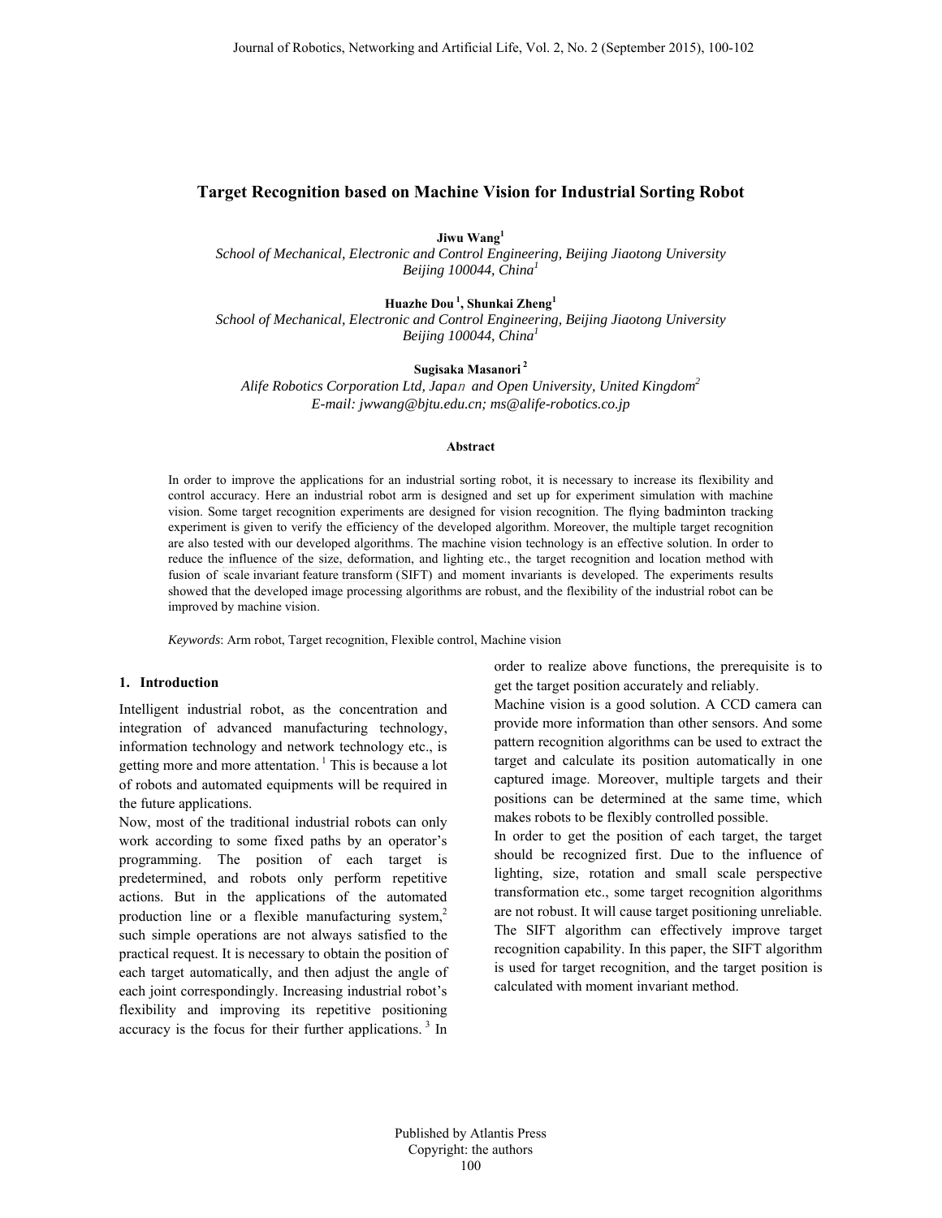# Target Recognition based on Machine Vision for Industrial Sorting Robot

**Jiwu Wang**[1]

*School of Mechanical, Electronic and Control Engineering, Beijing Jiaotong University*
*Beijing 100044, China*[1]

**Huazhe Dou**[1]**, Shunkai Zheng**[1]

*School of Mechanical, Electronic and Control Engineering, Beijing Jiaotong University*
*Beijing 100044, China*[1]

**Sugisaka Masanori**[2]

*Alife Robotics Corporation Ltd, Japan and Open University, United Kingdom*[2]
*E-mail: jwwang@bjtu.edu.cn; ms@alife-robotics.co.jp*

### Abstract

In order to improve the applications for an industrial sorting robot, it is necessary to increase its flexibility and control accuracy. Here an industrial robot arm is designed and set up for experiment simulation with machine vision. Some target recognition experiments are designed for vision recognition. The flying badminton tracking experiment is given to verify the efficiency of the developed algorithm. Moreover, the multiple target recognition are also tested with our developed algorithms. The machine vision technology is an effective solution. In order to reduce the influence of the size, deformation, and lighting etc., the target recognition and location method with fusion of scale invariant feature transform (SIFT) and moment invariants is developed. The experiments results showed that the developed image processing algorithms are robust, and the flexibility of the industrial robot can be improved by machine vision.

*Keywords*: Arm robot, Target recognition, Flexible control, Machine vision

## 1. Introduction

Intelligent industrial robot, as the concentration and integration of advanced manufacturing technology, information technology and network technology etc., is getting more and more attentation. [1] This is because a lot of robots and automated equipments will be required in the future applications.

Now, most of the traditional industrial robots can only work according to some fixed paths by an operator's programming. The position of each target is predetermined, and robots only perform repetitive actions. But in the applications of the automated production line or a flexible manufacturing system,[2] such simple operations are not always satisfied to the practical request. It is necessary to obtain the position of each target automatically, and then adjust the angle of each joint correspondingly. Increasing industrial robot's flexibility and improving its repetitive positioning accuracy is the focus for their further applications. [3] In order to realize above functions, the prerequisite is to get the target position accurately and reliably.

Machine vision is a good solution. A CCD camera can provide more information than other sensors. And some pattern recognition algorithms can be used to extract the target and calculate its position automatically in one captured image. Moreover, multiple targets and their positions can be determined at the same time, which makes robots to be flexibly controlled possible.

In order to get the position of each target, the target should be recognized first. Due to the influence of lighting, size, rotation and small scale perspective transformation etc., some target recognition algorithms are not robust. It will cause target positioning unreliable. The SIFT algorithm can effectively improve target recognition capability. In this paper, the SIFT algorithm is used for target recognition, and the target position is calculated with moment invariant method.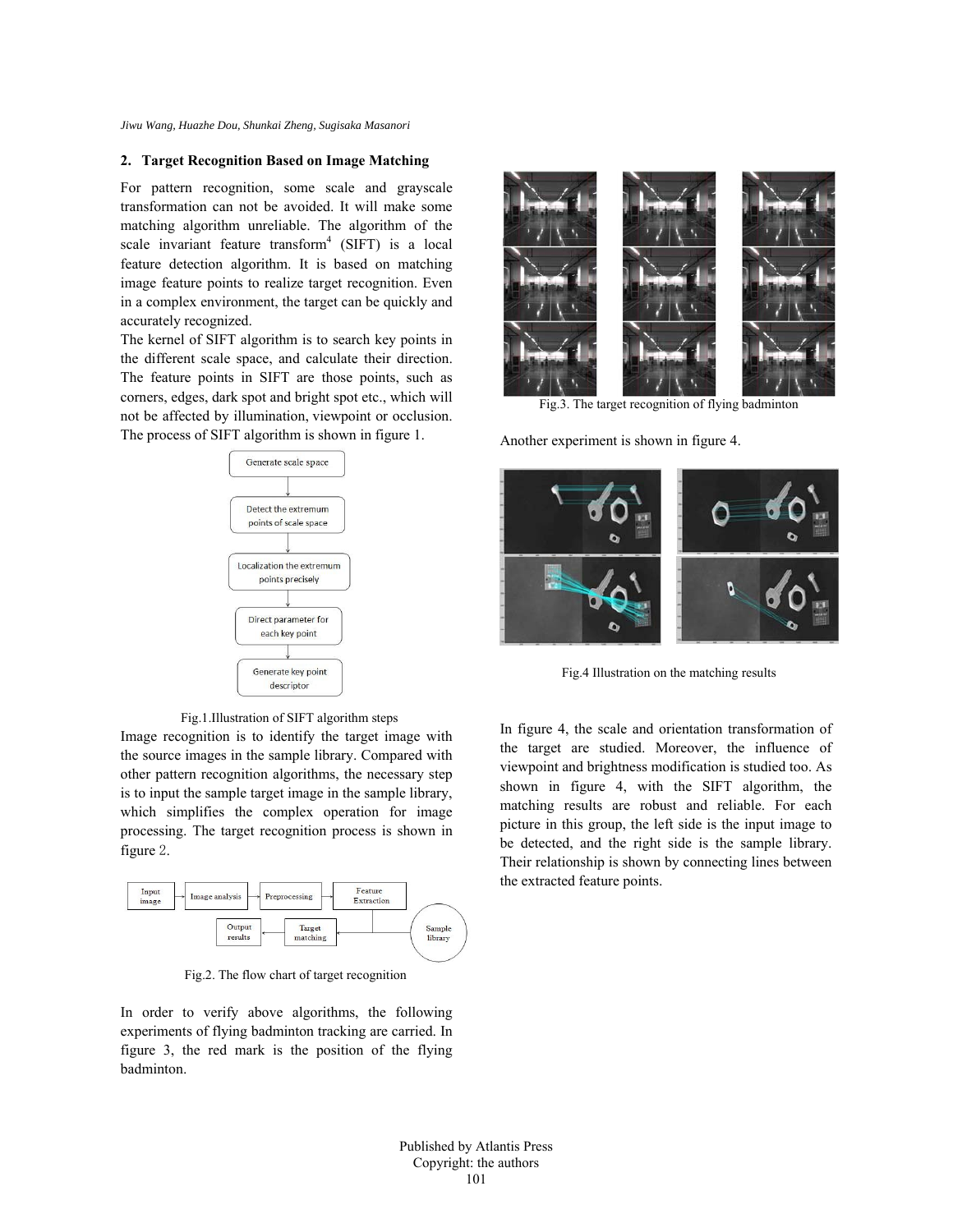## 2. Target Recognition Based on Image Matching

For pattern recognition, some scale and grayscale transformation can not be avoided. It will make some matching algorithm unreliable. The algorithm of the scale invariant feature transform[4] (SIFT) is a local feature detection algorithm. It is based on matching image feature points to realize target recognition. Even in a complex environment, the target can be quickly and accurately recognized.

The kernel of SIFT algorithm is to search key points in the different scale space, and calculate their direction. The feature points in SIFT are those points, such as corners, edges, dark spot and bright spot etc., which will not be affected by illumination, viewpoint or occlusion. The process of SIFT algorithm is shown in figure 1.

Generate scale space → Detect the extremum points of scale space → Localization the extremum points precisely → Direct parameter for each key point → Generate key point descriptor

Fig.1.Illustration of SIFT algorithm steps

Image recognition is to identify the target image with the source images in the sample library. Compared with other pattern recognition algorithms, the necessary step is to input the sample target image in the sample library, which simplifies the complex operation for image processing. The target recognition process is shown in figure 2.

Input image → Image analysis → Preprocessing → Feature Extraction → Target matching (with Sample library) → Output results

Fig.2. The flow chart of target recognition

In order to verify above algorithms, the following experiments of flying badminton tracking are carried. In figure 3, the red mark is the position of the flying badminton.

Fig.3. The target recognition of flying badminton

Another experiment is shown in figure 4.

Fig.4 Illustration on the matching results

In figure 4, the scale and orientation transformation of the target are studied. Moreover, the influence of viewpoint and brightness modification is studied too. As shown in figure 4, with the SIFT algorithm, the matching results are robust and reliable. For each picture in this group, the left side is the input image to be detected, and the right side is the sample library. Their relationship is shown by connecting lines between the extracted feature points.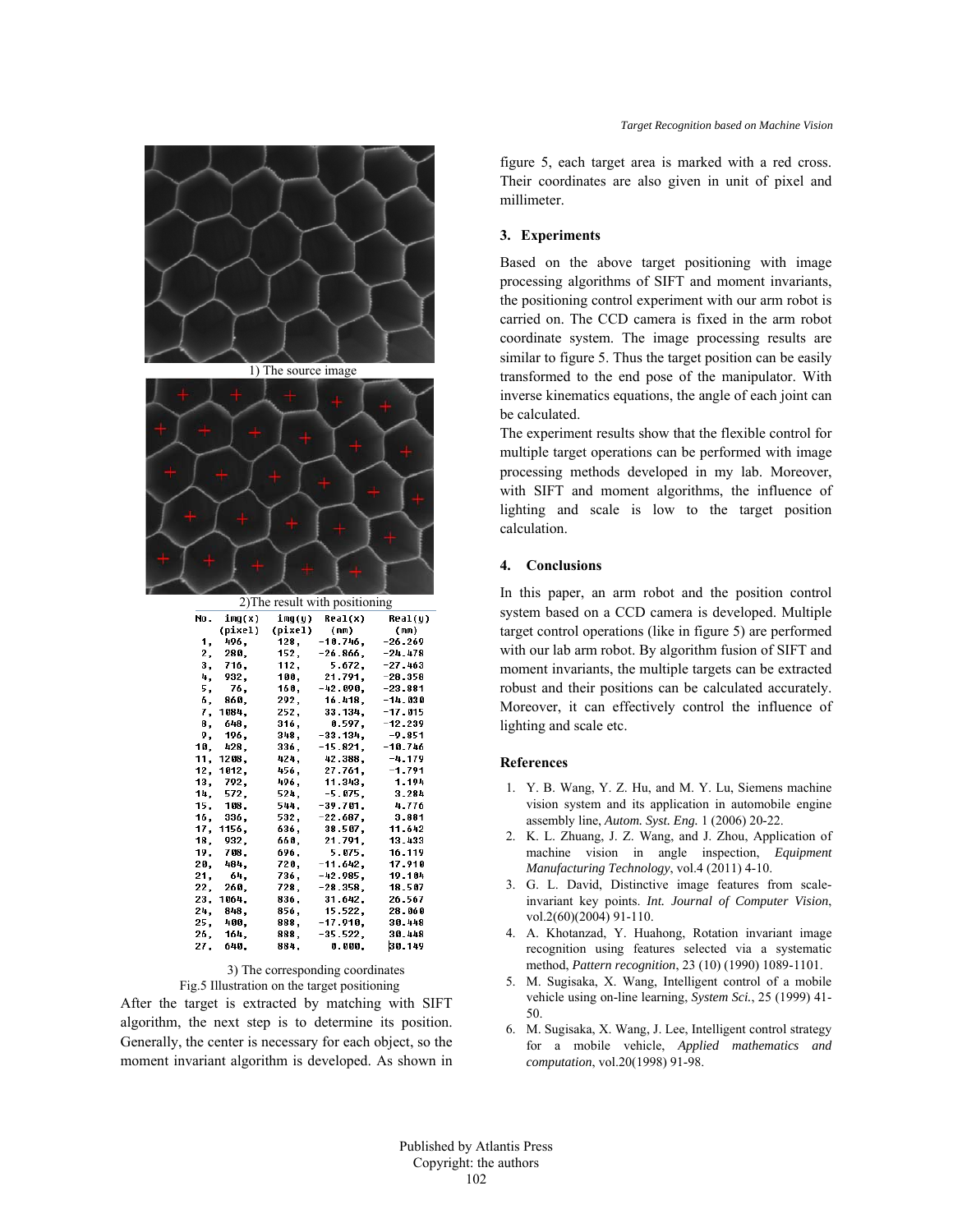1) The source image

2)The result with positioning

| No. | img(x) (pixel) | img(y) (pixel) | Real(x) (mm) | Real(y) (mm) |
|---|---|---|---|---|
| 1, | 496, | 128, | -10.746, | -26.269 |
| 2, | 280, | 152, | -26.866, | -24.478 |
| 3, | 716, | 112, | 5.672, | -27.463 |
| 4, | 932, | 100, | 21.791, | -28.358 |
| 5, | 76, | 160, | -42.090, | -23.881 |
| 6, | 860, | 292, | 16.418, | -14.030 |
| 7, | 1084, | 252, | 33.134, | -17.015 |
| 8, | 648, | 316, | 0.597, | -12.239 |
| 9, | 196, | 348, | -33.134, | -9.851 |
| 10, | 428, | 336, | -15.821, | -10.746 |
| 11, | 1208, | 424, | 42.388, | -4.179 |
| 12, | 1012, | 456, | 27.761, | -1.791 |
| 13, | 792, | 496, | 11.343, | 1.194 |
| 14, | 572, | 524, | -5.075, | 3.284 |
| 15, | 108, | 544, | -39.701, | 4.776 |
| 16, | 336, | 532, | -22.687, | 3.881 |
| 17, | 1156, | 636, | 38.507, | 11.642 |
| 18, | 932, | 660, | 21.791, | 13.433 |
| 19, | 708, | 696, | 5.075, | 16.119 |
| 20, | 484, | 720, | -11.642, | 17.910 |
| 21, | 64, | 736, | -42.985, | 19.104 |
| 22, | 260, | 728, | -28.358, | 18.507 |
| 23, | 1064, | 836, | 31.642, | 26.567 |
| 24, | 848, | 856, | 15.522, | 28.060 |
| 25, | 400, | 888, | -17.910, | 30.448 |
| 26, | 164, | 888, | -35.522, | 30.448 |
| 27, | 640, | 884, | 0.000, | 30.149 |

3) The corresponding coordinates

Fig.5 Illustration on the target positioning

After the target is extracted by matching with SIFT algorithm, the next step is to determine its position. Generally, the center is necessary for each object, so the moment invariant algorithm is developed. As shown in figure 5, each target area is marked with a red cross. Their coordinates are also given in unit of pixel and millimeter.

## 3. Experiments

Based on the above target positioning with image processing algorithms of SIFT and moment invariants, the positioning control experiment with our arm robot is carried on. The CCD camera is fixed in the arm robot coordinate system. The image processing results are similar to figure 5. Thus the target position can be easily transformed to the end pose of the manipulator. With inverse kinematics equations, the angle of each joint can be calculated.

The experiment results show that the flexible control for multiple target operations can be performed with image processing methods developed in my lab. Moreover, with SIFT and moment algorithms, the influence of lighting and scale is low to the target position calculation.

## 4. Conclusions

In this paper, an arm robot and the position control system based on a CCD camera is developed. Multiple target control operations (like in figure 5) are performed with our lab arm robot. By algorithm fusion of SIFT and moment invariants, the multiple targets can be extracted robust and their positions can be calculated accurately. Moreover, it can effectively control the influence of lighting and scale etc.

## References

1. Y. B. Wang, Y. Z. Hu, and M. Y. Lu, Siemens machine vision system and its application in automobile engine assembly line, *Autom. Syst. Eng.* 1 (2006) 20-22.
2. K. L. Zhuang, J. Z. Wang, and J. Zhou, Application of machine vision in angle inspection, *Equipment Manufacturing Technology*, vol.4 (2011) 4-10.
3. G. L. David, Distinctive image features from scale-invariant key points. *Int. Journal of Computer Vision*, vol.2(60)(2004) 91-110.
4. A. Khotanzad, Y. Huahong, Rotation invariant image recognition using features selected via a systematic method, *Pattern recognition*, 23 (10) (1990) 1089-1101.
5. M. Sugisaka, X. Wang, Intelligent control of a mobile vehicle using on-line learning, *System Sci.*, 25 (1999) 41-50.
6. M. Sugisaka, X. Wang, J. Lee, Intelligent control strategy for a mobile vehicle, *Applied mathematics and computation*, vol.20(1998) 91-98.